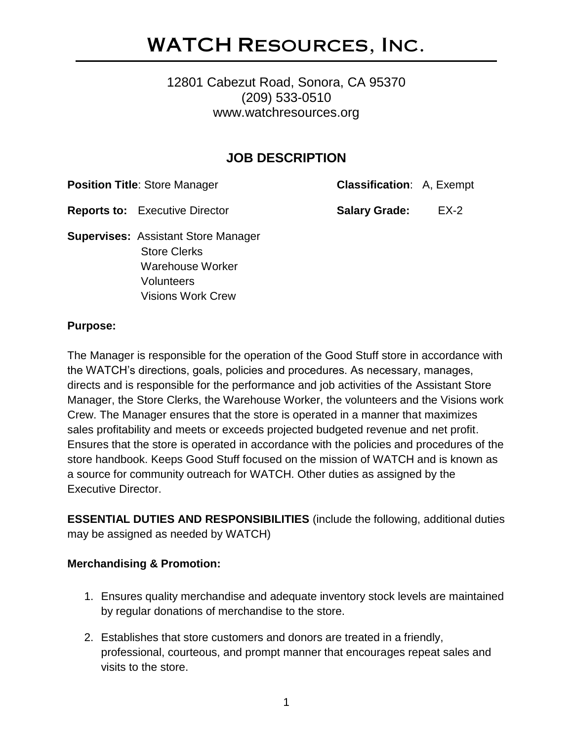# WATCH Resources, Inc.

12801 Cabezut Road, Sonora, CA 95370
(209) 533-0510
www.watchresources.org

## JOB DESCRIPTION

**Position Title**: Store Manager

**Classification**: A, Exempt

**Reports to:** Executive Director

**Salary Grade:** EX-2

**Supervises:** Assistant Store Manager
Store Clerks
Warehouse Worker
Volunteers
Visions Work Crew

**Purpose:**

The Manager is responsible for the operation of the Good Stuff store in accordance with the WATCH's directions, goals, policies and procedures. As necessary, manages, directs and is responsible for the performance and job activities of the Assistant Store Manager, the Store Clerks, the Warehouse Worker, the volunteers and the Visions work Crew. The Manager ensures that the store is operated in a manner that maximizes sales profitability and meets or exceeds projected budgeted revenue and net profit. Ensures that the store is operated in accordance with the policies and procedures of the store handbook. Keeps Good Stuff focused on the mission of WATCH and is known as a source for community outreach for WATCH. Other duties as assigned by the Executive Director.

**ESSENTIAL DUTIES AND RESPONSIBILITIES** (include the following, additional duties may be assigned as needed by WATCH)

**Merchandising & Promotion:**

1. Ensures quality merchandise and adequate inventory stock levels are maintained by regular donations of merchandise to the store.
2. Establishes that store customers and donors are treated in a friendly, professional, courteous, and prompt manner that encourages repeat sales and visits to the store.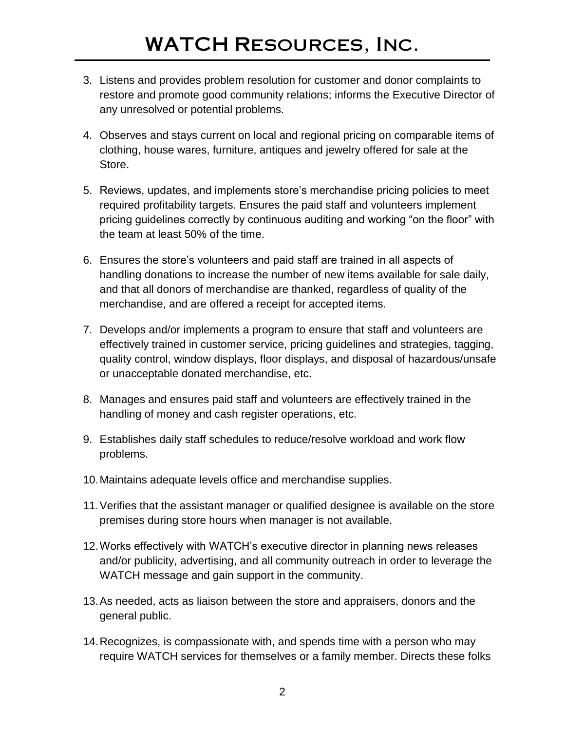3. Listens and provides problem resolution for customer and donor complaints to restore and promote good community relations; informs the Executive Director of any unresolved or potential problems.

4. Observes and stays current on local and regional pricing on comparable items of clothing, house wares, furniture, antiques and jewelry offered for sale at the Store.

5. Reviews, updates, and implements store's merchandise pricing policies to meet required profitability targets. Ensures the paid staff and volunteers implement pricing guidelines correctly by continuous auditing and working "on the floor" with the team at least 50% of the time.

6. Ensures the store's volunteers and paid staff are trained in all aspects of handling donations to increase the number of new items available for sale daily, and that all donors of merchandise are thanked, regardless of quality of the merchandise, and are offered a receipt for accepted items.

7. Develops and/or implements a program to ensure that staff and volunteers are effectively trained in customer service, pricing guidelines and strategies, tagging, quality control, window displays, floor displays, and disposal of hazardous/unsafe or unacceptable donated merchandise, etc.

8. Manages and ensures paid staff and volunteers are effectively trained in the handling of money and cash register operations, etc.

9. Establishes daily staff schedules to reduce/resolve workload and work flow problems.

10. Maintains adequate levels office and merchandise supplies.

11. Verifies that the assistant manager or qualified designee is available on the store premises during store hours when manager is not available.

12. Works effectively with WATCH's executive director in planning news releases and/or publicity, advertising, and all community outreach in order to leverage the WATCH message and gain support in the community.

13. As needed, acts as liaison between the store and appraisers, donors and the general public.

14. Recognizes, is compassionate with, and spends time with a person who may require WATCH services for themselves or a family member. Directs these folks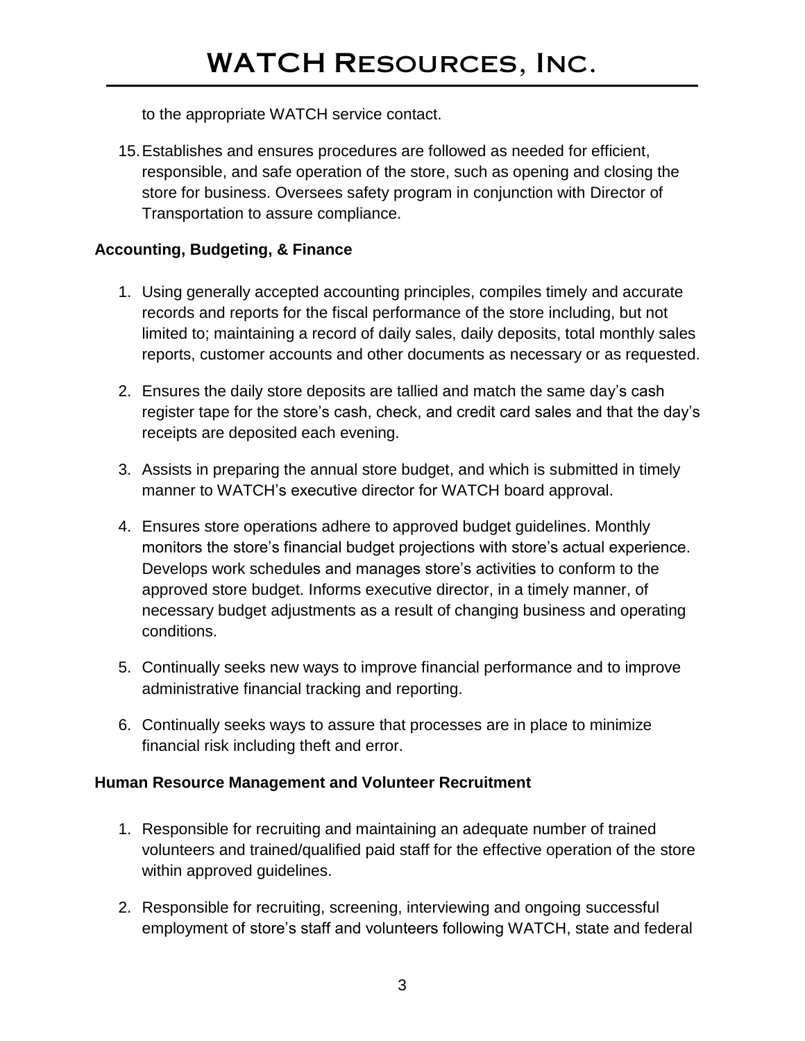to the appropriate WATCH service contact.

15. Establishes and ensures procedures are followed as needed for efficient, responsible, and safe operation of the store, such as opening and closing the store for business. Oversees safety program in conjunction with Director of Transportation to assure compliance.

**Accounting, Budgeting, & Finance**

1. Using generally accepted accounting principles, compiles timely and accurate records and reports for the fiscal performance of the store including, but not limited to; maintaining a record of daily sales, daily deposits, total monthly sales reports, customer accounts and other documents as necessary or as requested.
2. Ensures the daily store deposits are tallied and match the same day's cash register tape for the store's cash, check, and credit card sales and that the day's receipts are deposited each evening.
3. Assists in preparing the annual store budget, and which is submitted in timely manner to WATCH's executive director for WATCH board approval.
4. Ensures store operations adhere to approved budget guidelines. Monthly monitors the store's financial budget projections with store's actual experience. Develops work schedules and manages store's activities to conform to the approved store budget. Informs executive director, in a timely manner, of necessary budget adjustments as a result of changing business and operating conditions.
5. Continually seeks new ways to improve financial performance and to improve administrative financial tracking and reporting.
6. Continually seeks ways to assure that processes are in place to minimize financial risk including theft and error.

**Human Resource Management and Volunteer Recruitment**

1. Responsible for recruiting and maintaining an adequate number of trained volunteers and trained/qualified paid staff for the effective operation of the store within approved guidelines.
2. Responsible for recruiting, screening, interviewing and ongoing successful employment of store's staff and volunteers following WATCH, state and federal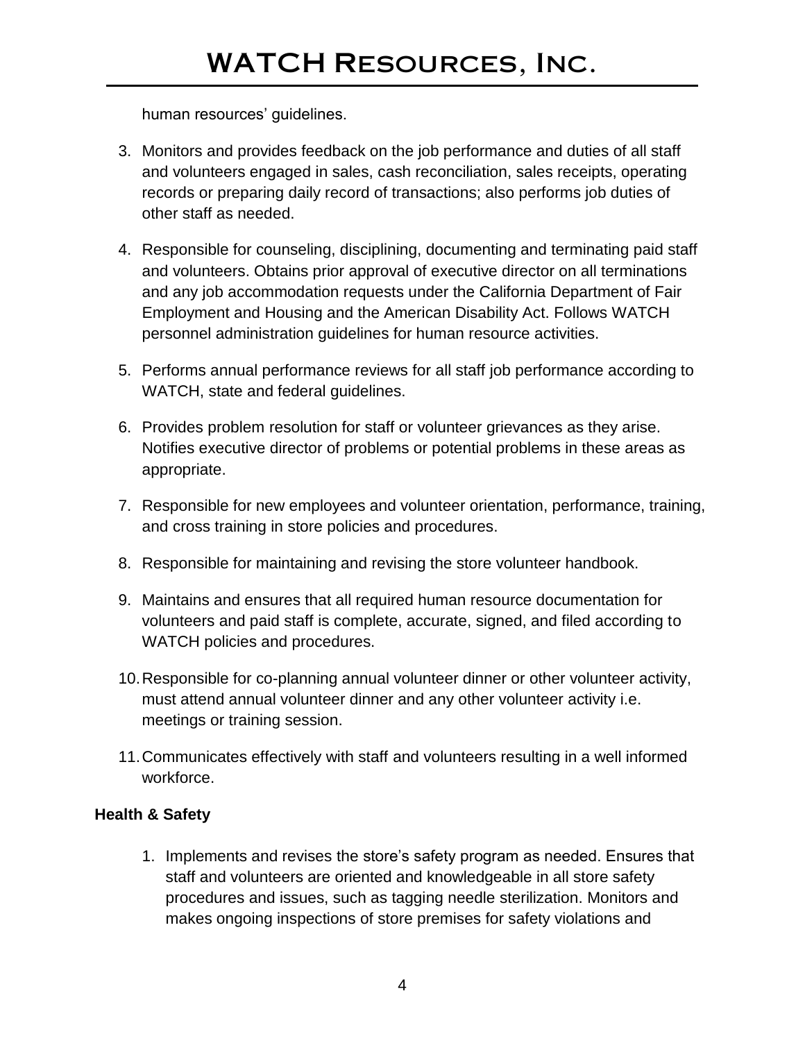human resources' guidelines.

3. Monitors and provides feedback on the job performance and duties of all staff and volunteers engaged in sales, cash reconciliation, sales receipts, operating records or preparing daily record of transactions; also performs job duties of other staff as needed.

4. Responsible for counseling, disciplining, documenting and terminating paid staff and volunteers. Obtains prior approval of executive director on all terminations and any job accommodation requests under the California Department of Fair Employment and Housing and the American Disability Act. Follows WATCH personnel administration guidelines for human resource activities.

5. Performs annual performance reviews for all staff job performance according to WATCH, state and federal guidelines.

6. Provides problem resolution for staff or volunteer grievances as they arise. Notifies executive director of problems or potential problems in these areas as appropriate.

7. Responsible for new employees and volunteer orientation, performance, training, and cross training in store policies and procedures.

8. Responsible for maintaining and revising the store volunteer handbook.

9. Maintains and ensures that all required human resource documentation for volunteers and paid staff is complete, accurate, signed, and filed according to WATCH policies and procedures.

10. Responsible for co-planning annual volunteer dinner or other volunteer activity, must attend annual volunteer dinner and any other volunteer activity i.e. meetings or training session.

11. Communicates effectively with staff and volunteers resulting in a well informed workforce.

**Health & Safety**

1. Implements and revises the store's safety program as needed. Ensures that staff and volunteers are oriented and knowledgeable in all store safety procedures and issues, such as tagging needle sterilization. Monitors and makes ongoing inspections of store premises for safety violations and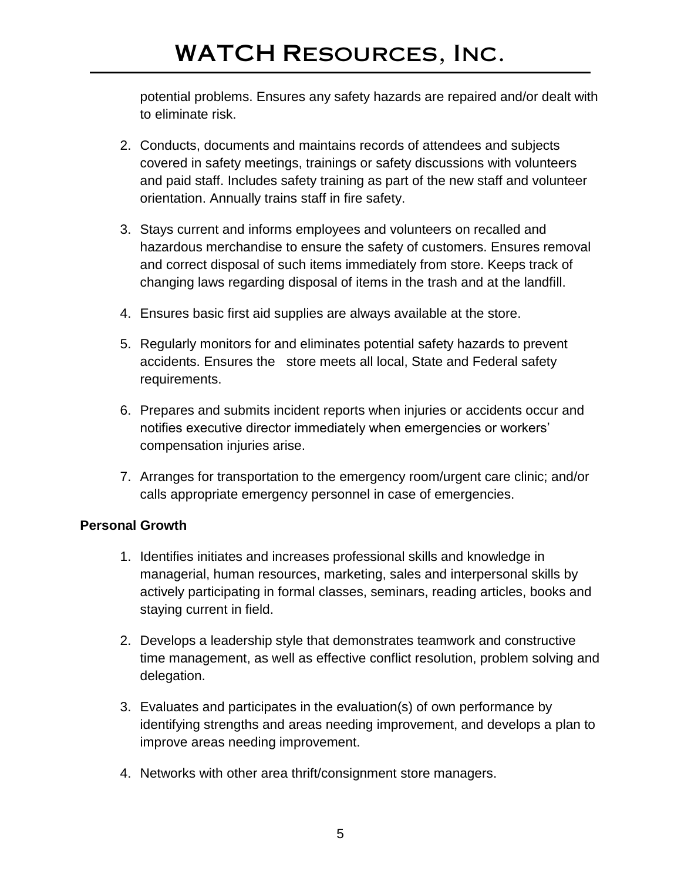potential problems. Ensures any safety hazards are repaired and/or dealt with to eliminate risk.

2. Conducts, documents and maintains records of attendees and subjects covered in safety meetings, trainings or safety discussions with volunteers and paid staff. Includes safety training as part of the new staff and volunteer orientation. Annually trains staff in fire safety.

3. Stays current and informs employees and volunteers on recalled and hazardous merchandise to ensure the safety of customers. Ensures removal and correct disposal of such items immediately from store. Keeps track of changing laws regarding disposal of items in the trash and at the landfill.

4. Ensures basic first aid supplies are always available at the store.

5. Regularly monitors for and eliminates potential safety hazards to prevent accidents. Ensures the store meets all local, State and Federal safety requirements.

6. Prepares and submits incident reports when injuries or accidents occur and notifies executive director immediately when emergencies or workers' compensation injuries arise.

7. Arranges for transportation to the emergency room/urgent care clinic; and/or calls appropriate emergency personnel in case of emergencies.

**Personal Growth**

1. Identifies initiates and increases professional skills and knowledge in managerial, human resources, marketing, sales and interpersonal skills by actively participating in formal classes, seminars, reading articles, books and staying current in field.

2. Develops a leadership style that demonstrates teamwork and constructive time management, as well as effective conflict resolution, problem solving and delegation.

3. Evaluates and participates in the evaluation(s) of own performance by identifying strengths and areas needing improvement, and develops a plan to improve areas needing improvement.

4. Networks with other area thrift/consignment store managers.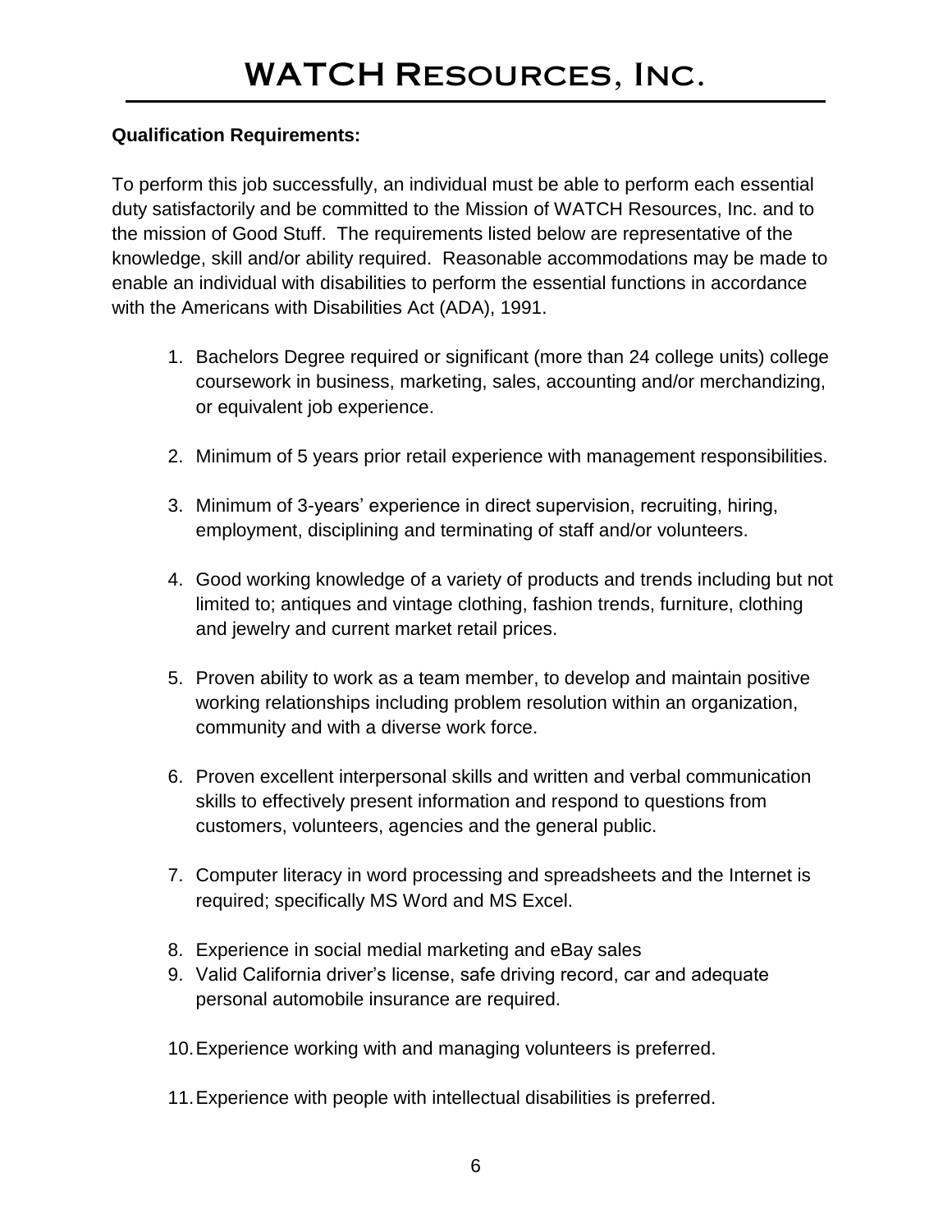# WATCH Resources, Inc.

**Qualification Requirements:**

To perform this job successfully, an individual must be able to perform each essential duty satisfactorily and be committed to the Mission of WATCH Resources, Inc. and to the mission of Good Stuff. The requirements listed below are representative of the knowledge, skill and/or ability required. Reasonable accommodations may be made to enable an individual with disabilities to perform the essential functions in accordance with the Americans with Disabilities Act (ADA), 1991.

1. Bachelors Degree required or significant (more than 24 college units) college coursework in business, marketing, sales, accounting and/or merchandizing, or equivalent job experience.

2. Minimum of 5 years prior retail experience with management responsibilities.

3. Minimum of 3-years' experience in direct supervision, recruiting, hiring, employment, disciplining and terminating of staff and/or volunteers.

4. Good working knowledge of a variety of products and trends including but not limited to; antiques and vintage clothing, fashion trends, furniture, clothing and jewelry and current market retail prices.

5. Proven ability to work as a team member, to develop and maintain positive working relationships including problem resolution within an organization, community and with a diverse work force.

6. Proven excellent interpersonal skills and written and verbal communication skills to effectively present information and respond to questions from customers, volunteers, agencies and the general public.

7. Computer literacy in word processing and spreadsheets and the Internet is required; specifically MS Word and MS Excel.

8. Experience in social medial marketing and eBay sales
9. Valid California driver's license, safe driving record, car and adequate personal automobile insurance are required.

10. Experience working with and managing volunteers is preferred.

11. Experience with people with intellectual disabilities is preferred.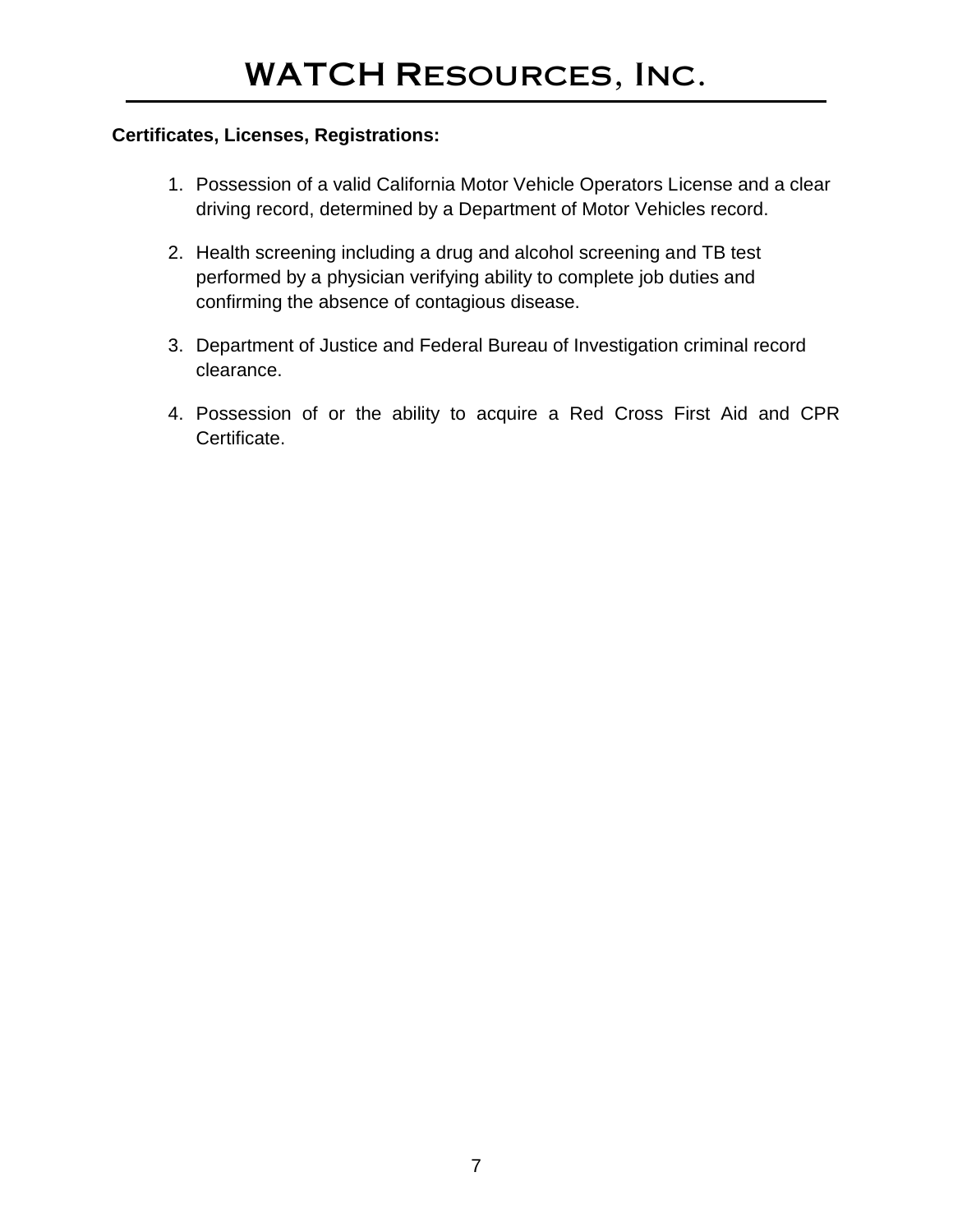**Certificates, Licenses, Registrations:**

1. Possession of a valid California Motor Vehicle Operators License and a clear driving record, determined by a Department of Motor Vehicles record.
2. Health screening including a drug and alcohol screening and TB test performed by a physician verifying ability to complete job duties and confirming the absence of contagious disease.
3. Department of Justice and Federal Bureau of Investigation criminal record clearance.
4. Possession of or the ability to acquire a Red Cross First Aid and CPR Certificate.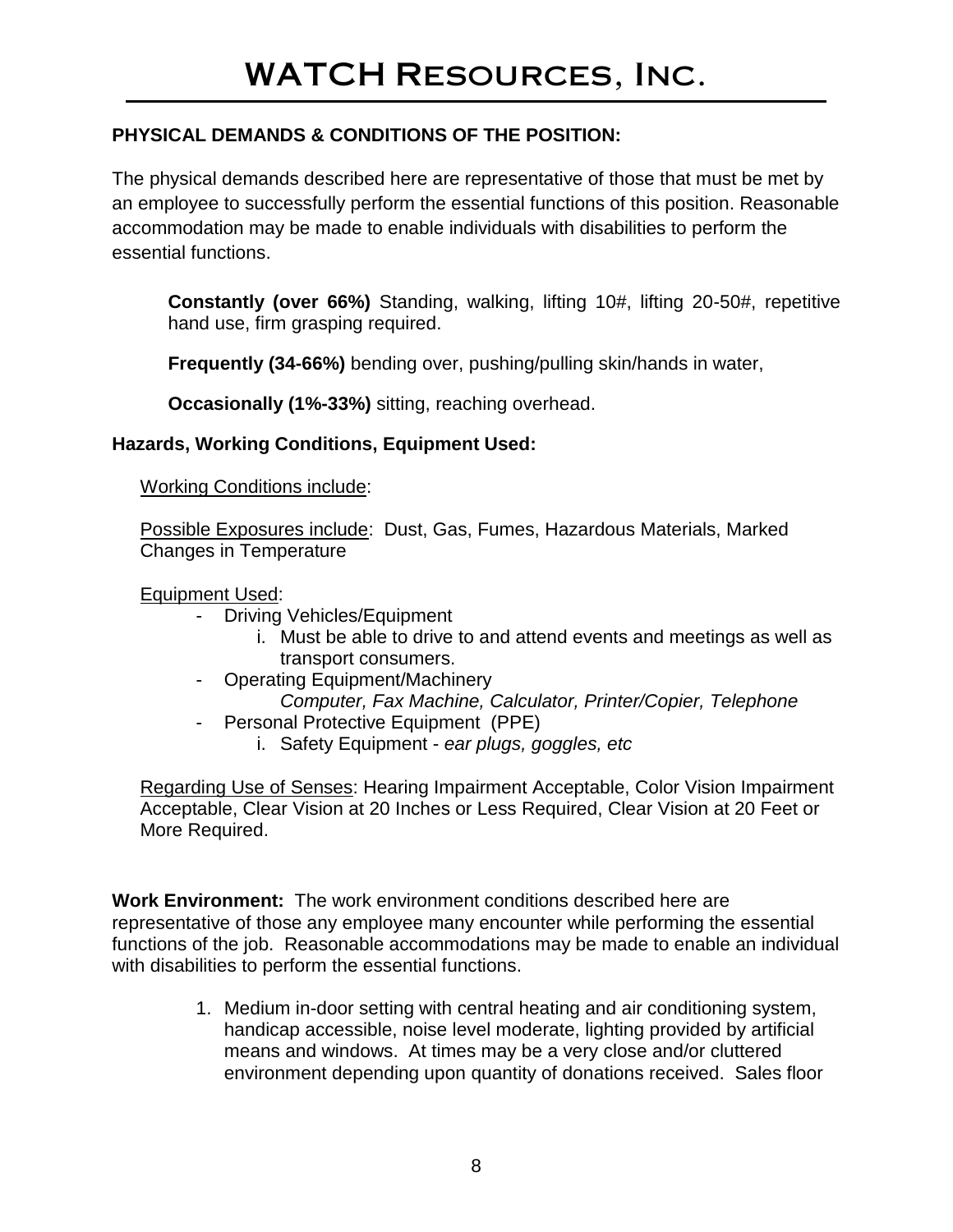**PHYSICAL DEMANDS & CONDITIONS OF THE POSITION:**

The physical demands described here are representative of those that must be met by an employee to successfully perform the essential functions of this position. Reasonable accommodation may be made to enable individuals with disabilities to perform the essential functions.

**Constantly (over 66%)** Standing, walking, lifting 10#, lifting 20-50#, repetitive hand use, firm grasping required.

**Frequently (34-66%)** bending over, pushing/pulling skin/hands in water,

**Occasionally (1%-33%)** sitting, reaching overhead.

**Hazards, Working Conditions, Equipment Used:**

Working Conditions include:

Possible Exposures include: Dust, Gas, Fumes, Hazardous Materials, Marked Changes in Temperature

Equipment Used:

- Driving Vehicles/Equipment
  - i. Must be able to drive to and attend events and meetings as well as transport consumers.
- Operating Equipment/Machinery
  - *Computer, Fax Machine, Calculator, Printer/Copier, Telephone*
- Personal Protective Equipment (PPE)
  - i. Safety Equipment - *ear plugs, goggles, etc*

Regarding Use of Senses: Hearing Impairment Acceptable, Color Vision Impairment Acceptable, Clear Vision at 20 Inches or Less Required, Clear Vision at 20 Feet or More Required.

**Work Environment:** The work environment conditions described here are representative of those any employee many encounter while performing the essential functions of the job. Reasonable accommodations may be made to enable an individual with disabilities to perform the essential functions.

1. Medium in-door setting with central heating and air conditioning system, handicap accessible, noise level moderate, lighting provided by artificial means and windows. At times may be a very close and/or cluttered environment depending upon quantity of donations received. Sales floor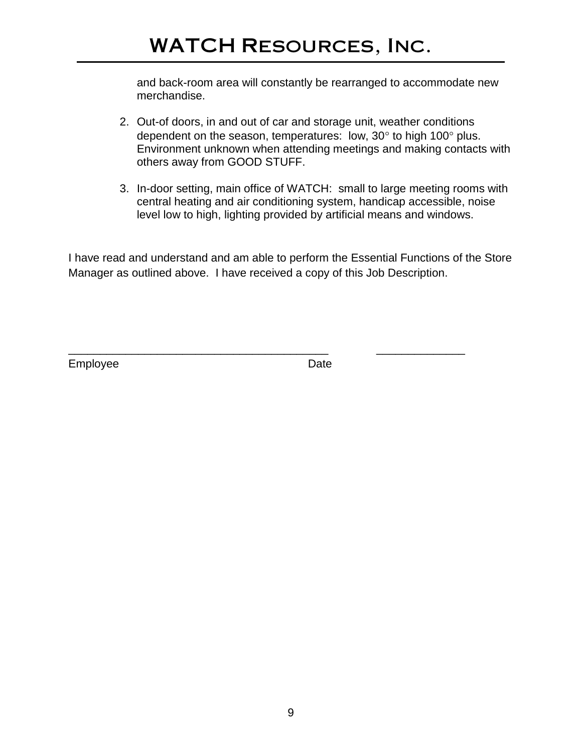and back-room area will constantly be rearranged to accommodate new merchandise.

2. Out-of doors, in and out of car and storage unit, weather conditions dependent on the season, temperatures: low, 30° to high 100° plus. Environment unknown when attending meetings and making contacts with others away from GOOD STUFF.

3. In-door setting, main office of WATCH: small to large meeting rooms with central heating and air conditioning system, handicap accessible, noise level low to high, lighting provided by artificial means and windows.

I have read and understand and am able to perform the Essential Functions of the Store Manager as outlined above. I have received a copy of this Job Description.

\_\_\_\_\_\_\_\_\_\_\_\_\_\_\_\_\_\_\_\_\_\_\_\_\_\_\_\_\_\_\_\_\_\_\_\_\_\_\_\_\_\_ \_\_\_\_\_\_\_\_\_\_\_\_\_\_
Employee Date